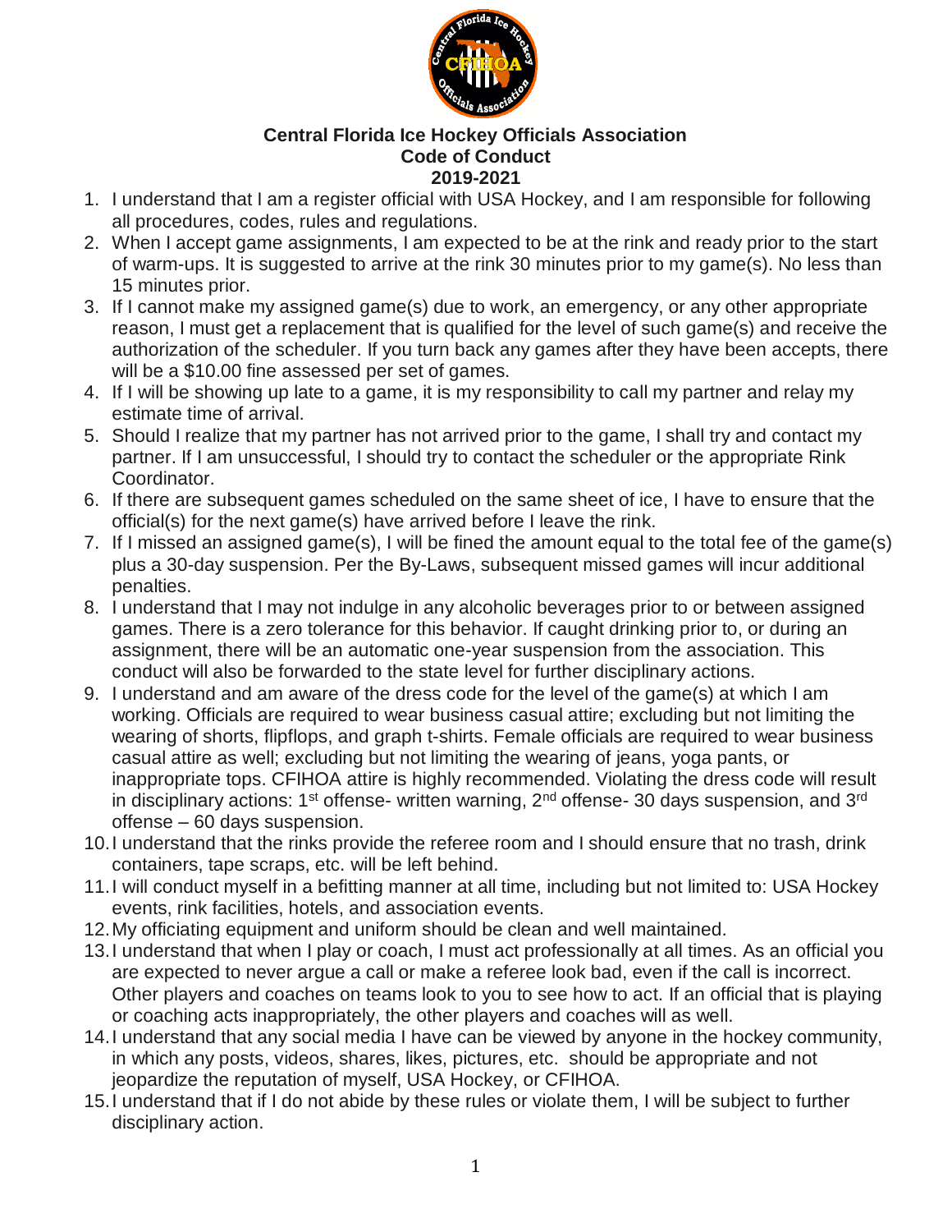# Central Florida Ice Hockey Officials Association
## Code of Conduct
## 2019-2021

1. I understand that I am a register official with USA Hockey, and I am responsible for following all procedures, codes, rules and regulations.
2. When I accept game assignments, I am expected to be at the rink and ready prior to the start of warm-ups. It is suggested to arrive at the rink 30 minutes prior to my game(s). No less than 15 minutes prior.
3. If I cannot make my assigned game(s) due to work, an emergency, or any other appropriate reason, I must get a replacement that is qualified for the level of such game(s) and receive the authorization of the scheduler. If you turn back any games after they have been accepts, there will be a $10.00 fine assessed per set of games.
4. If I will be showing up late to a game, it is my responsibility to call my partner and relay my estimate time of arrival.
5. Should I realize that my partner has not arrived prior to the game, I shall try and contact my partner. If I am unsuccessful, I should try to contact the scheduler or the appropriate Rink Coordinator.
6. If there are subsequent games scheduled on the same sheet of ice, I have to ensure that the official(s) for the next game(s) have arrived before I leave the rink.
7. If I missed an assigned game(s), I will be fined the amount equal to the total fee of the game(s) plus a 30-day suspension. Per the By-Laws, subsequent missed games will incur additional penalties.
8. I understand that I may not indulge in any alcoholic beverages prior to or between assigned games. There is a zero tolerance for this behavior. If caught drinking prior to, or during an assignment, there will be an automatic one-year suspension from the association. This conduct will also be forwarded to the state level for further disciplinary actions.
9. I understand and am aware of the dress code for the level of the game(s) at which I am working. Officials are required to wear business casual attire; excluding but not limiting the wearing of shorts, flipflops, and graph t-shirts. Female officials are required to wear business casual attire as well; excluding but not limiting the wearing of jeans, yoga pants, or inappropriate tops. CFIHOA attire is highly recommended. Violating the dress code will result in disciplinary actions: 1st offense- written warning, 2nd offense- 30 days suspension, and 3rd offense – 60 days suspension.
10. I understand that the rinks provide the referee room and I should ensure that no trash, drink containers, tape scraps, etc. will be left behind.
11. I will conduct myself in a befitting manner at all time, including but not limited to: USA Hockey events, rink facilities, hotels, and association events.
12. My officiating equipment and uniform should be clean and well maintained.
13. I understand that when I play or coach, I must act professionally at all times. As an official you are expected to never argue a call or make a referee look bad, even if the call is incorrect. Other players and coaches on teams look to you to see how to act. If an official that is playing or coaching acts inappropriately, the other players and coaches will as well.
14. I understand that any social media I have can be viewed by anyone in the hockey community, in which any posts, videos, shares, likes, pictures, etc. should be appropriate and not jeopardize the reputation of myself, USA Hockey, or CFIHOA.
15. I understand that if I do not abide by these rules or violate them, I will be subject to further disciplinary action.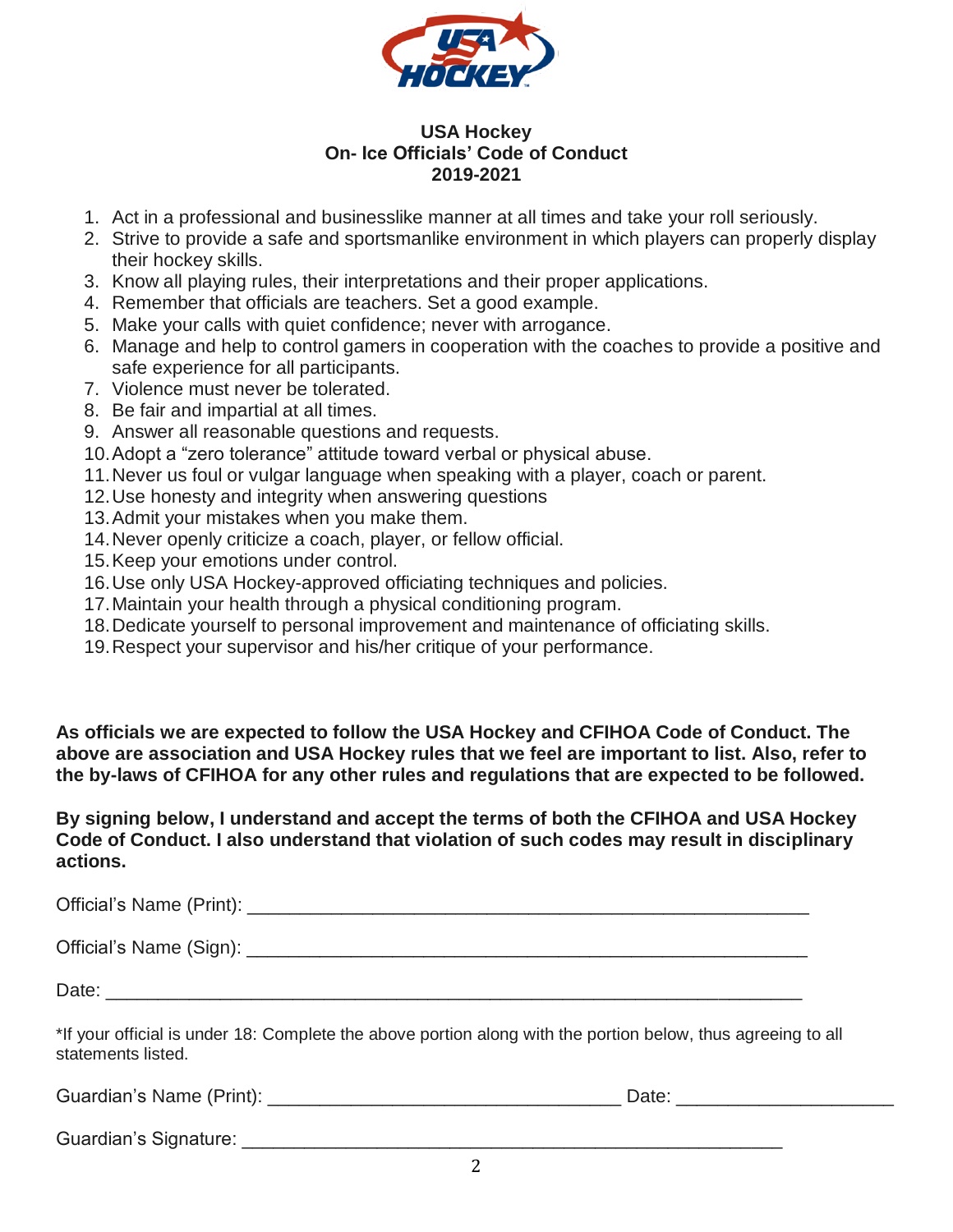**USA Hockey**
**On- Ice Officials' Code of Conduct**
**2019-2021**

1. Act in a professional and businesslike manner at all times and take your roll seriously.
2. Strive to provide a safe and sportsmanlike environment in which players can properly display their hockey skills.
3. Know all playing rules, their interpretations and their proper applications.
4. Remember that officials are teachers. Set a good example.
5. Make your calls with quiet confidence; never with arrogance.
6. Manage and help to control gamers in cooperation with the coaches to provide a positive and safe experience for all participants.
7. Violence must never be tolerated.
8. Be fair and impartial at all times.
9. Answer all reasonable questions and requests.
10. Adopt a "zero tolerance" attitude toward verbal or physical abuse.
11. Never us foul or vulgar language when speaking with a player, coach or parent.
12. Use honesty and integrity when answering questions
13. Admit your mistakes when you make them.
14. Never openly criticize a coach, player, or fellow official.
15. Keep your emotions under control.
16. Use only USA Hockey-approved officiating techniques and policies.
17. Maintain your health through a physical conditioning program.
18. Dedicate yourself to personal improvement and maintenance of officiating skills.
19. Respect your supervisor and his/her critique of your performance.

**As officials we are expected to follow the USA Hockey and CFIHOA Code of Conduct. The above are association and USA Hockey rules that we feel are important to list. Also, refer to the by-laws of CFIHOA for any other rules and regulations that are expected to be followed.**

**By signing below, I understand and accept the terms of both the CFIHOA and USA Hockey Code of Conduct. I also understand that violation of such codes may result in disciplinary actions.**

Official's Name (Print): ______________________________________________________

Official's Name (Sign): ______________________________________________________

Date: ________________________________________________________________

*If your official is under 18: Complete the above portion along with the portion below, thus agreeing to all statements listed.

Guardian's Name (Print): ________________________________ Date: ____________________

Guardian's Signature: ________________________________________________